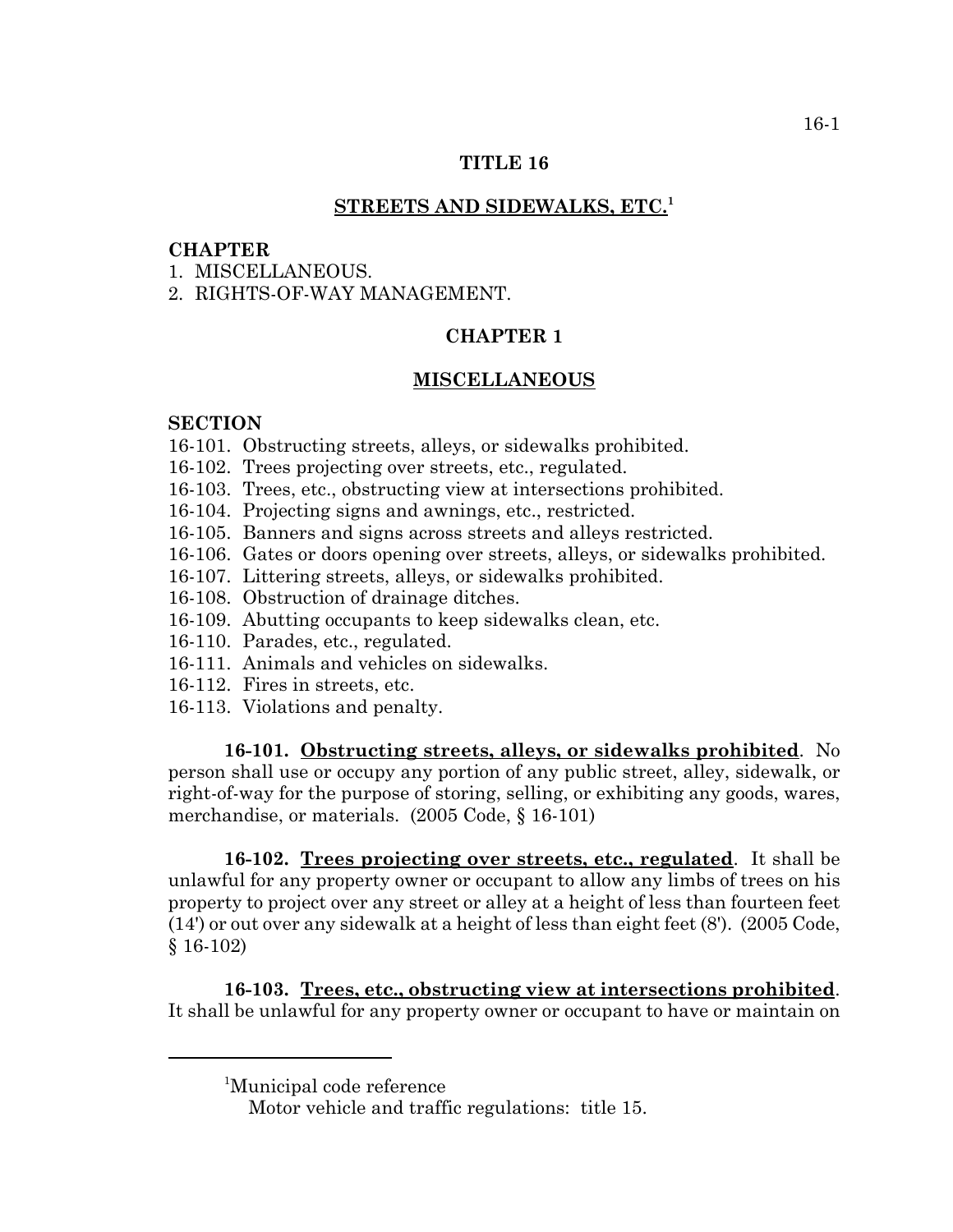# TITLE 16

## STREETS AND SIDEWALKS, ETC.[1]

**CHAPTER**

1. MISCELLANEOUS.
2. RIGHTS-OF-WAY MANAGEMENT.

## CHAPTER 1

## MISCELLANEOUS

**SECTION**

16-101. Obstructing streets, alleys, or sidewalks prohibited.
16-102. Trees projecting over streets, etc., regulated.
16-103. Trees, etc., obstructing view at intersections prohibited.
16-104. Projecting signs and awnings, etc., restricted.
16-105. Banners and signs across streets and alleys restricted.
16-106. Gates or doors opening over streets, alleys, or sidewalks prohibited.
16-107. Littering streets, alleys, or sidewalks prohibited.
16-108. Obstruction of drainage ditches.
16-109. Abutting occupants to keep sidewalks clean, etc.
16-110. Parades, etc., regulated.
16-111. Animals and vehicles on sidewalks.
16-112. Fires in streets, etc.
16-113. Violations and penalty.

**16-101. Obstructing streets, alleys, or sidewalks prohibited**. No person shall use or occupy any portion of any public street, alley, sidewalk, or right-of-way for the purpose of storing, selling, or exhibiting any goods, wares, merchandise, or materials. (2005 Code, § 16-101)

**16-102. Trees projecting over streets, etc., regulated**. It shall be unlawful for any property owner or occupant to allow any limbs of trees on his property to project over any street or alley at a height of less than fourteen feet (14') or out over any sidewalk at a height of less than eight feet (8'). (2005 Code, § 16-102)

**16-103. Trees, etc., obstructing view at intersections prohibited**. It shall be unlawful for any property owner or occupant to have or maintain on

---

[1]Municipal code reference

Motor vehicle and traffic regulations: title 15.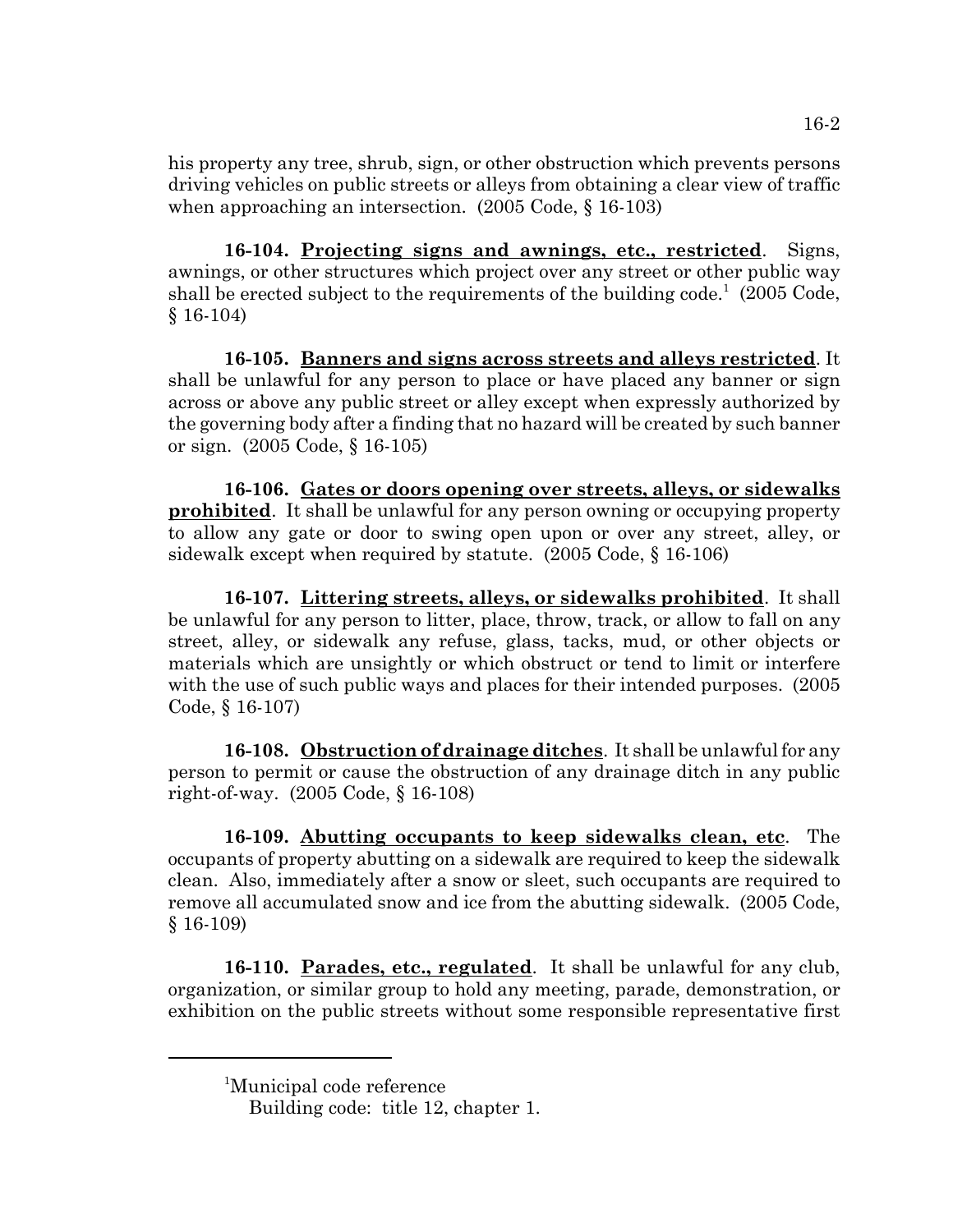his property any tree, shrub, sign, or other obstruction which prevents persons driving vehicles on public streets or alleys from obtaining a clear view of traffic when approaching an intersection. (2005 Code, § 16-103)

**16-104. Projecting signs and awnings, etc., restricted**. Signs, awnings, or other structures which project over any street or other public way shall be erected subject to the requirements of the building code.[1] (2005 Code, § 16-104)

**16-105. Banners and signs across streets and alleys restricted**. It shall be unlawful for any person to place or have placed any banner or sign across or above any public street or alley except when expressly authorized by the governing body after a finding that no hazard will be created by such banner or sign. (2005 Code, § 16-105)

**16-106. Gates or doors opening over streets, alleys, or sidewalks prohibited**. It shall be unlawful for any person owning or occupying property to allow any gate or door to swing open upon or over any street, alley, or sidewalk except when required by statute. (2005 Code, § 16-106)

**16-107. Littering streets, alleys, or sidewalks prohibited**. It shall be unlawful for any person to litter, place, throw, track, or allow to fall on any street, alley, or sidewalk any refuse, glass, tacks, mud, or other objects or materials which are unsightly or which obstruct or tend to limit or interfere with the use of such public ways and places for their intended purposes. (2005 Code, § 16-107)

**16-108. Obstruction of drainage ditches**. It shall be unlawful for any person to permit or cause the obstruction of any drainage ditch in any public right-of-way. (2005 Code, § 16-108)

**16-109. Abutting occupants to keep sidewalks clean, etc**. The occupants of property abutting on a sidewalk are required to keep the sidewalk clean. Also, immediately after a snow or sleet, such occupants are required to remove all accumulated snow and ice from the abutting sidewalk. (2005 Code, § 16-109)

**16-110. Parades, etc., regulated**. It shall be unlawful for any club, organization, or similar group to hold any meeting, parade, demonstration, or exhibition on the public streets without some responsible representative first

---

[1]Municipal code reference
Building code: title 12, chapter 1.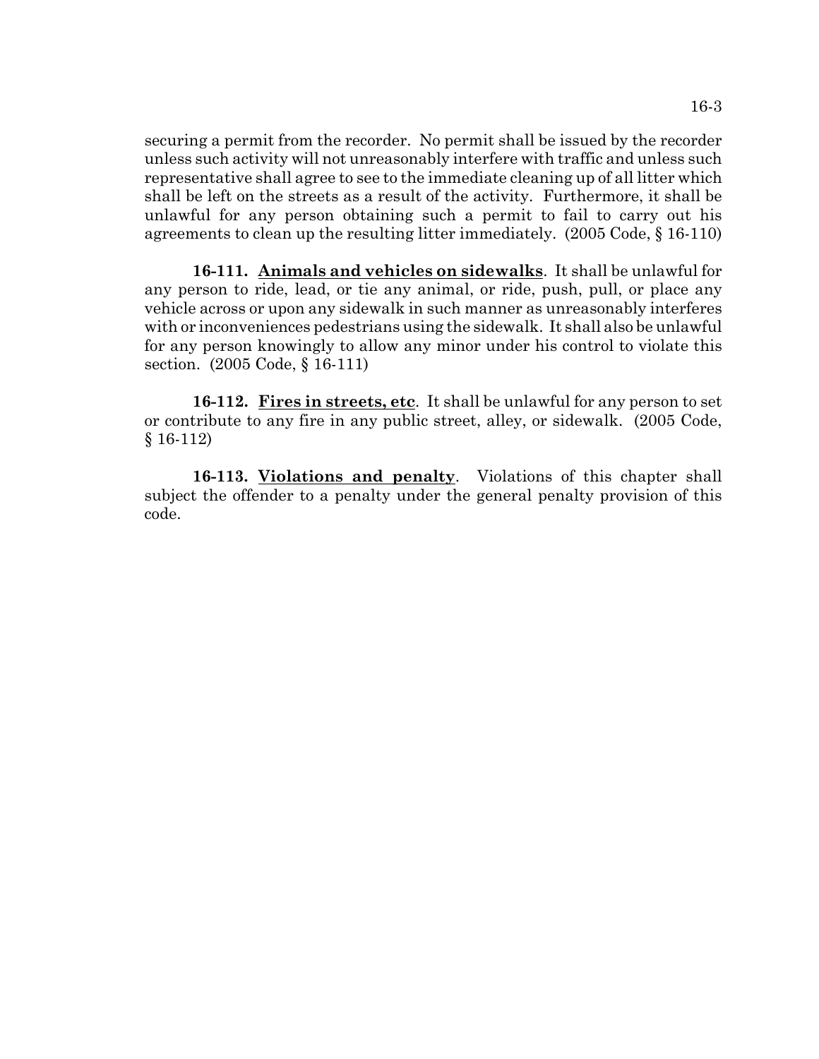securing a permit from the recorder. No permit shall be issued by the recorder unless such activity will not unreasonably interfere with traffic and unless such representative shall agree to see to the immediate cleaning up of all litter which shall be left on the streets as a result of the activity. Furthermore, it shall be unlawful for any person obtaining such a permit to fail to carry out his agreements to clean up the resulting litter immediately. (2005 Code, § 16-110)

**16-111. <u>Animals and vehicles on sidewalks</u>**. It shall be unlawful for any person to ride, lead, or tie any animal, or ride, push, pull, or place any vehicle across or upon any sidewalk in such manner as unreasonably interferes with or inconveniences pedestrians using the sidewalk. It shall also be unlawful for any person knowingly to allow any minor under his control to violate this section. (2005 Code, § 16-111)

**16-112. <u>Fires in streets, etc</u>**. It shall be unlawful for any person to set or contribute to any fire in any public street, alley, or sidewalk. (2005 Code, § 16-112)

**16-113. <u>Violations and penalty</u>**. Violations of this chapter shall subject the offender to a penalty under the general penalty provision of this code.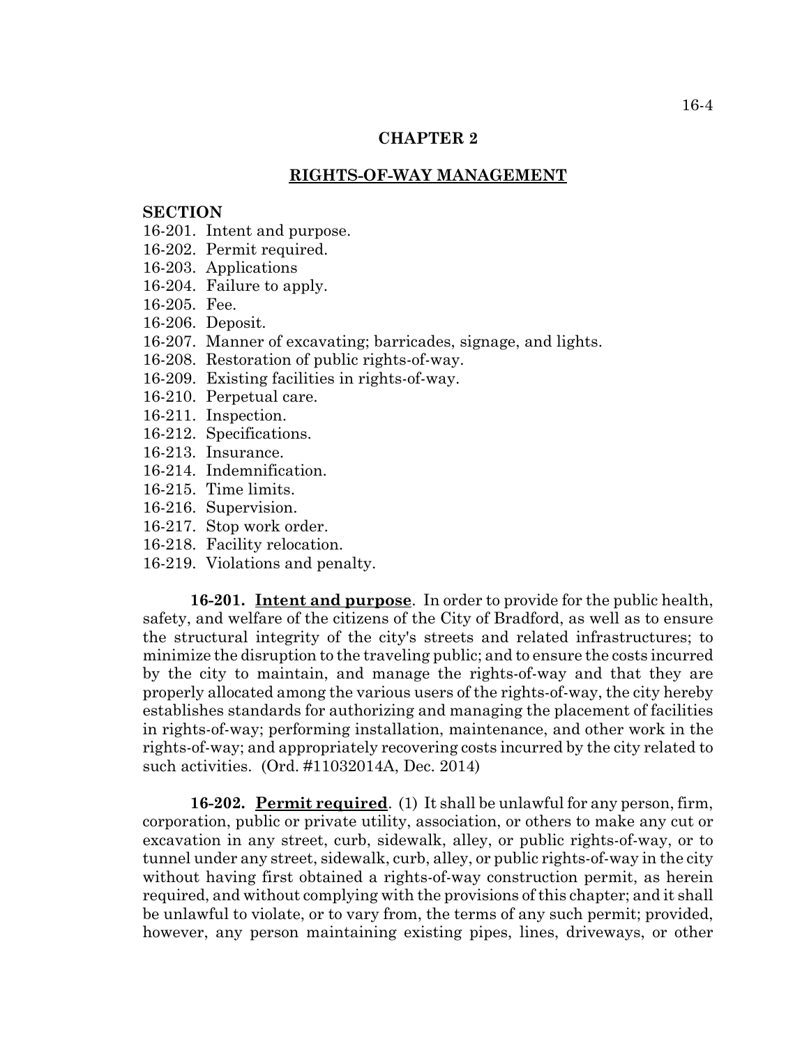## CHAPTER 2

## RIGHTS-OF-WAY MANAGEMENT

**SECTION**

16-201. Intent and purpose.
16-202. Permit required.
16-203. Applications
16-204. Failure to apply.
16-205. Fee.
16-206. Deposit.
16-207. Manner of excavating; barricades, signage, and lights.
16-208. Restoration of public rights-of-way.
16-209. Existing facilities in rights-of-way.
16-210. Perpetual care.
16-211. Inspection.
16-212. Specifications.
16-213. Insurance.
16-214. Indemnification.
16-215. Time limits.
16-216. Supervision.
16-217. Stop work order.
16-218. Facility relocation.
16-219. Violations and penalty.

**16-201. Intent and purpose**. In order to provide for the public health, safety, and welfare of the citizens of the City of Bradford, as well as to ensure the structural integrity of the city's streets and related infrastructures; to minimize the disruption to the traveling public; and to ensure the costs incurred by the city to maintain, and manage the rights-of-way and that they are properly allocated among the various users of the rights-of-way, the city hereby establishes standards for authorizing and managing the placement of facilities in rights-of-way; performing installation, maintenance, and other work in the rights-of-way; and appropriately recovering costs incurred by the city related to such activities. (Ord. #11032014A, Dec. 2014)

**16-202. Permit required**. (1) It shall be unlawful for any person, firm, corporation, public or private utility, association, or others to make any cut or excavation in any street, curb, sidewalk, alley, or public rights-of-way, or to tunnel under any street, sidewalk, curb, alley, or public rights-of-way in the city without having first obtained a rights-of-way construction permit, as herein required, and without complying with the provisions of this chapter; and it shall be unlawful to violate, or to vary from, the terms of any such permit; provided, however, any person maintaining existing pipes, lines, driveways, or other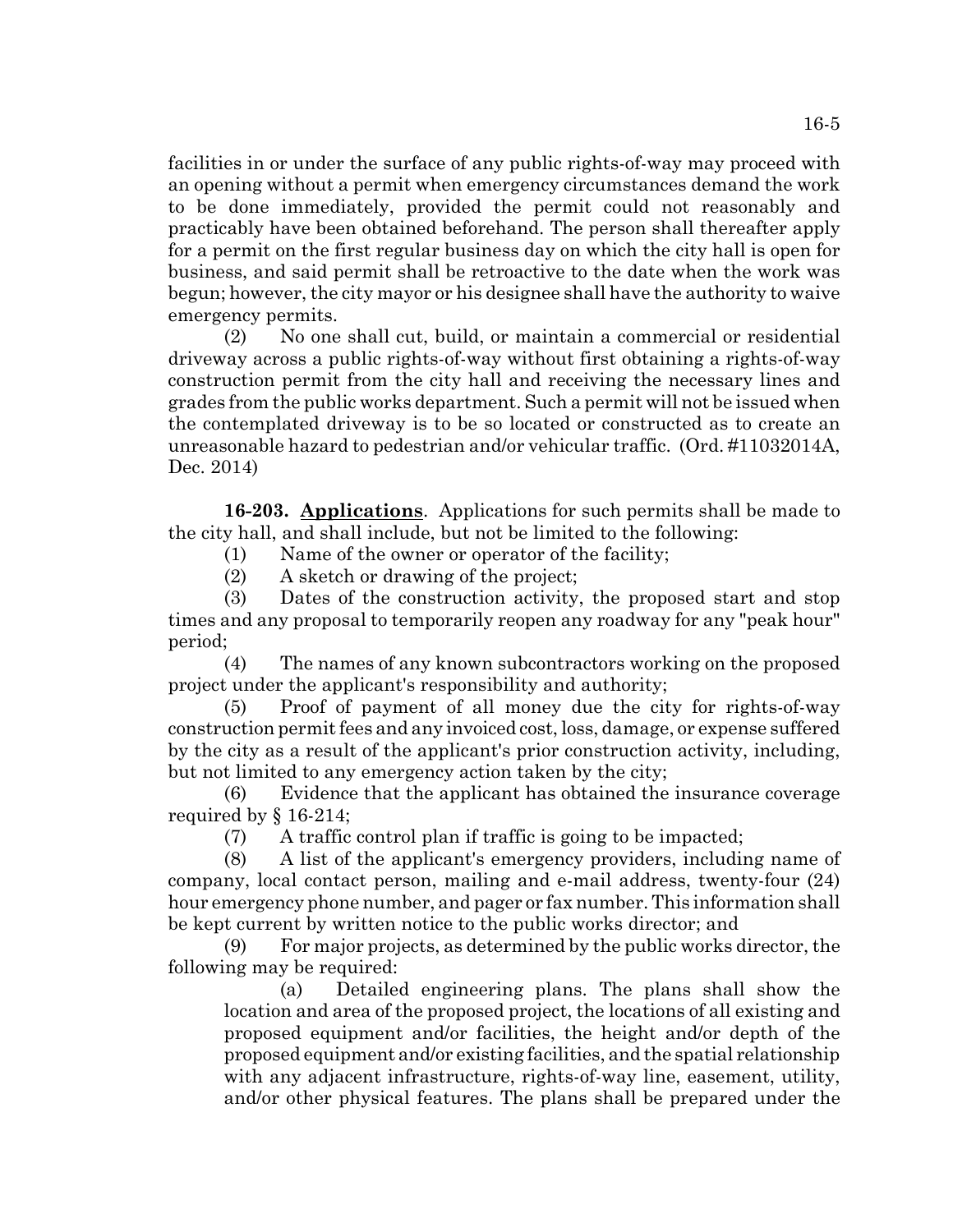facilities in or under the surface of any public rights-of-way may proceed with an opening without a permit when emergency circumstances demand the work to be done immediately, provided the permit could not reasonably and practicably have been obtained beforehand. The person shall thereafter apply for a permit on the first regular business day on which the city hall is open for business, and said permit shall be retroactive to the date when the work was begun; however, the city mayor or his designee shall have the authority to waive emergency permits.

(2) No one shall cut, build, or maintain a commercial or residential driveway across a public rights-of-way without first obtaining a rights-of-way construction permit from the city hall and receiving the necessary lines and grades from the public works department. Such a permit will not be issued when the contemplated driveway is to be so located or constructed as to create an unreasonable hazard to pedestrian and/or vehicular traffic. (Ord. #11032014A, Dec. 2014)

**16-203. Applications**. Applications for such permits shall be made to the city hall, and shall include, but not be limited to the following:

(1) Name of the owner or operator of the facility;

(2) A sketch or drawing of the project;

(3) Dates of the construction activity, the proposed start and stop times and any proposal to temporarily reopen any roadway for any "peak hour" period;

(4) The names of any known subcontractors working on the proposed project under the applicant's responsibility and authority;

(5) Proof of payment of all money due the city for rights-of-way construction permit fees and any invoiced cost, loss, damage, or expense suffered by the city as a result of the applicant's prior construction activity, including, but not limited to any emergency action taken by the city;

(6) Evidence that the applicant has obtained the insurance coverage required by § 16-214;

(7) A traffic control plan if traffic is going to be impacted;

(8) A list of the applicant's emergency providers, including name of company, local contact person, mailing and e-mail address, twenty-four (24) hour emergency phone number, and pager or fax number. This information shall be kept current by written notice to the public works director; and

(9) For major projects, as determined by the public works director, the following may be required:

(a) Detailed engineering plans. The plans shall show the location and area of the proposed project, the locations of all existing and proposed equipment and/or facilities, the height and/or depth of the proposed equipment and/or existing facilities, and the spatial relationship with any adjacent infrastructure, rights-of-way line, easement, utility, and/or other physical features. The plans shall be prepared under the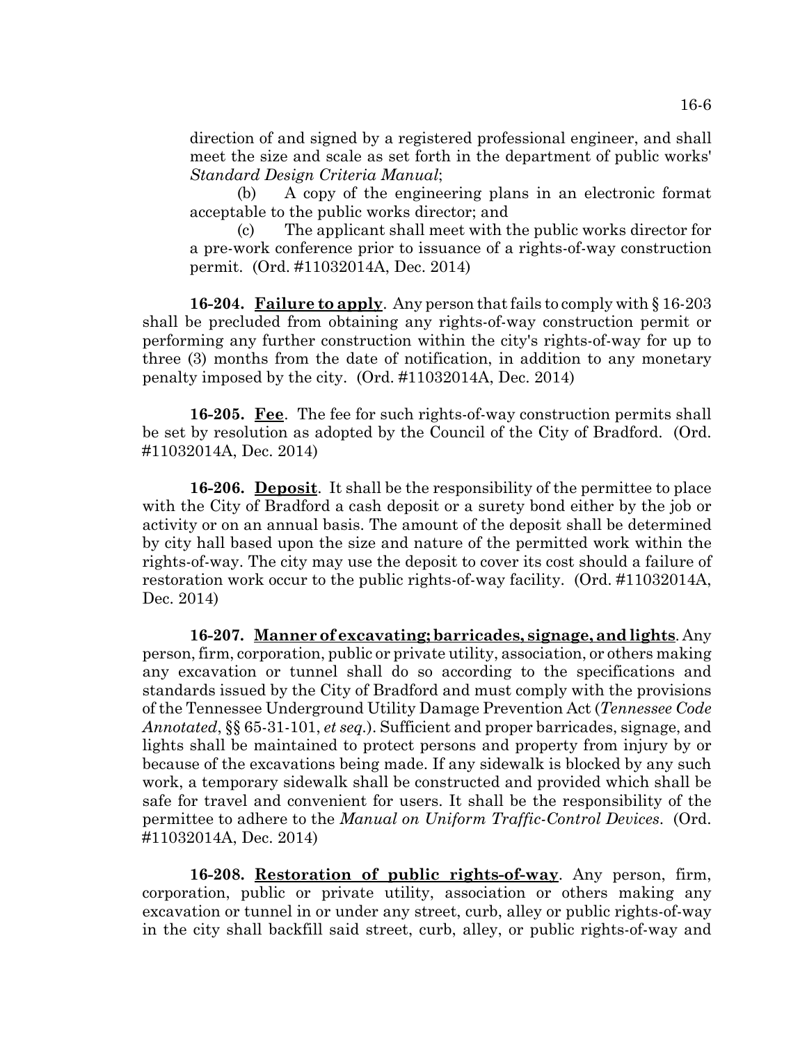direction of and signed by a registered professional engineer, and shall meet the size and scale as set forth in the department of public works' *Standard Design Criteria Manual*;

(b) A copy of the engineering plans in an electronic format acceptable to the public works director; and

(c) The applicant shall meet with the public works director for a pre-work conference prior to issuance of a rights-of-way construction permit. (Ord. #11032014A, Dec. 2014)

**16-204. Failure to apply**. Any person that fails to comply with § 16-203 shall be precluded from obtaining any rights-of-way construction permit or performing any further construction within the city's rights-of-way for up to three (3) months from the date of notification, in addition to any monetary penalty imposed by the city. (Ord. #11032014A, Dec. 2014)

**16-205. Fee**. The fee for such rights-of-way construction permits shall be set by resolution as adopted by the Council of the City of Bradford. (Ord. #11032014A, Dec. 2014)

**16-206. Deposit**. It shall be the responsibility of the permittee to place with the City of Bradford a cash deposit or a surety bond either by the job or activity or on an annual basis. The amount of the deposit shall be determined by city hall based upon the size and nature of the permitted work within the rights-of-way. The city may use the deposit to cover its cost should a failure of restoration work occur to the public rights-of-way facility. (Ord. #11032014A, Dec. 2014)

**16-207. Manner of excavating; barricades, signage, and lights**. Any person, firm, corporation, public or private utility, association, or others making any excavation or tunnel shall do so according to the specifications and standards issued by the City of Bradford and must comply with the provisions of the Tennessee Underground Utility Damage Prevention Act (*Tennessee Code Annotated*, §§ 65-31-101, *et seq.*). Sufficient and proper barricades, signage, and lights shall be maintained to protect persons and property from injury by or because of the excavations being made. If any sidewalk is blocked by any such work, a temporary sidewalk shall be constructed and provided which shall be safe for travel and convenient for users. It shall be the responsibility of the permittee to adhere to the *Manual on Uniform Traffic-Control Devices*. (Ord. #11032014A, Dec. 2014)

**16-208. Restoration of public rights-of-way**. Any person, firm, corporation, public or private utility, association or others making any excavation or tunnel in or under any street, curb, alley or public rights-of-way in the city shall backfill said street, curb, alley, or public rights-of-way and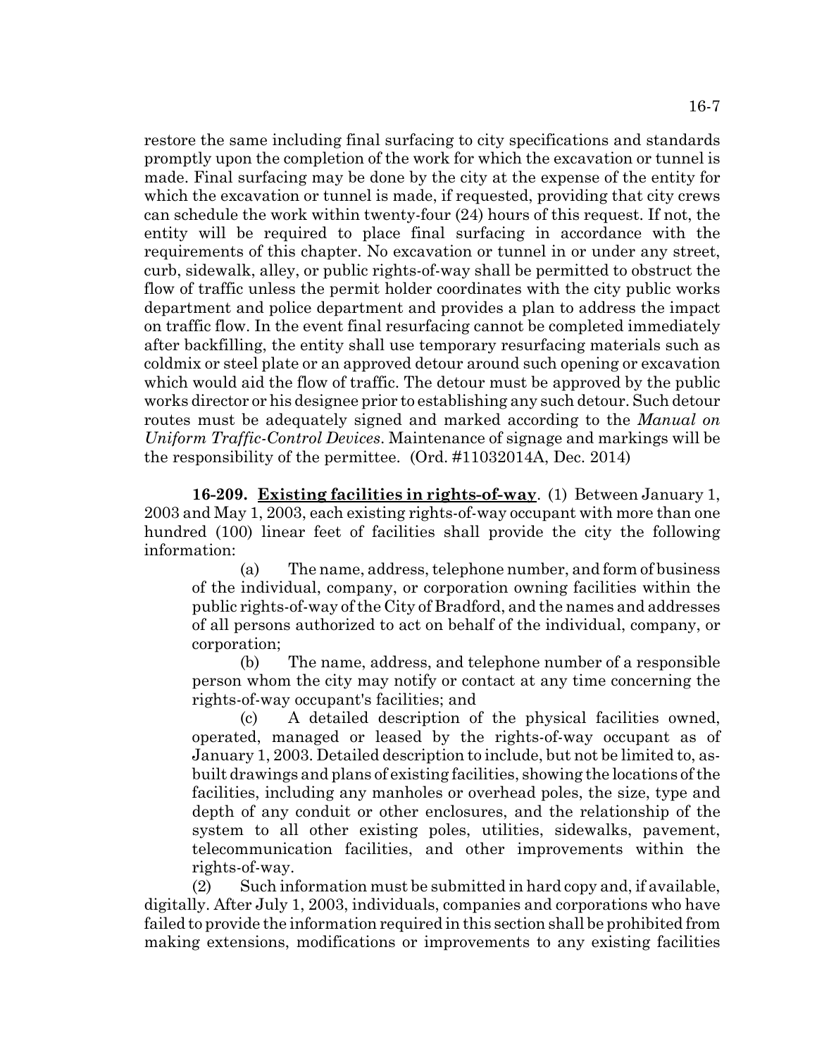restore the same including final surfacing to city specifications and standards promptly upon the completion of the work for which the excavation or tunnel is made. Final surfacing may be done by the city at the expense of the entity for which the excavation or tunnel is made, if requested, providing that city crews can schedule the work within twenty-four (24) hours of this request. If not, the entity will be required to place final surfacing in accordance with the requirements of this chapter. No excavation or tunnel in or under any street, curb, sidewalk, alley, or public rights-of-way shall be permitted to obstruct the flow of traffic unless the permit holder coordinates with the city public works department and police department and provides a plan to address the impact on traffic flow. In the event final resurfacing cannot be completed immediately after backfilling, the entity shall use temporary resurfacing materials such as coldmix or steel plate or an approved detour around such opening or excavation which would aid the flow of traffic. The detour must be approved by the public works director or his designee prior to establishing any such detour. Such detour routes must be adequately signed and marked according to the *Manual on Uniform Traffic-Control Devices*. Maintenance of signage and markings will be the responsibility of the permittee. (Ord. #11032014A, Dec. 2014)

**16-209. <u>Existing facilities in rights-of-way</u>**. (1) Between January 1, 2003 and May 1, 2003, each existing rights-of-way occupant with more than one hundred (100) linear feet of facilities shall provide the city the following information:

(a) The name, address, telephone number, and form of business of the individual, company, or corporation owning facilities within the public rights-of-way of the City of Bradford, and the names and addresses of all persons authorized to act on behalf of the individual, company, or corporation;

(b) The name, address, and telephone number of a responsible person whom the city may notify or contact at any time concerning the rights-of-way occupant's facilities; and

(c) A detailed description of the physical facilities owned, operated, managed or leased by the rights-of-way occupant as of January 1, 2003. Detailed description to include, but not be limited to, as-built drawings and plans of existing facilities, showing the locations of the facilities, including any manholes or overhead poles, the size, type and depth of any conduit or other enclosures, and the relationship of the system to all other existing poles, utilities, sidewalks, pavement, telecommunication facilities, and other improvements within the rights-of-way.

(2) Such information must be submitted in hard copy and, if available, digitally. After July 1, 2003, individuals, companies and corporations who have failed to provide the information required in this section shall be prohibited from making extensions, modifications or improvements to any existing facilities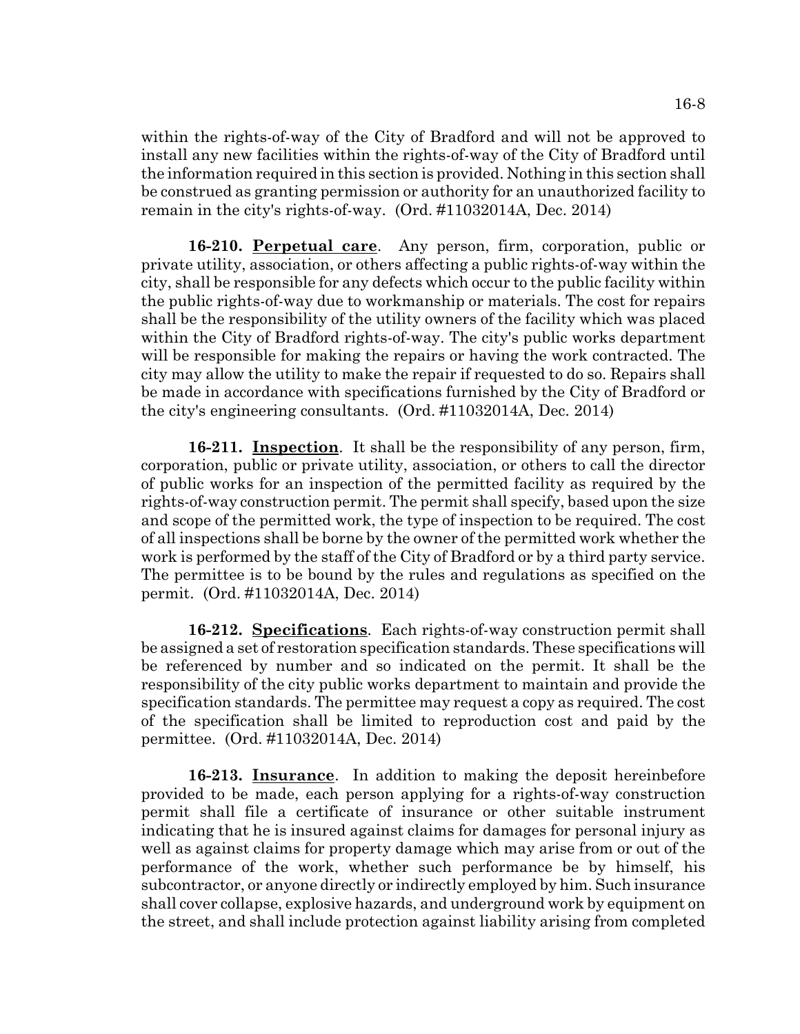within the rights-of-way of the City of Bradford and will not be approved to install any new facilities within the rights-of-way of the City of Bradford until the information required in this section is provided. Nothing in this section shall be construed as granting permission or authority for an unauthorized facility to remain in the city's rights-of-way. (Ord. #11032014A, Dec. 2014)

**16-210. Perpetual care**. Any person, firm, corporation, public or private utility, association, or others affecting a public rights-of-way within the city, shall be responsible for any defects which occur to the public facility within the public rights-of-way due to workmanship or materials. The cost for repairs shall be the responsibility of the utility owners of the facility which was placed within the City of Bradford rights-of-way. The city's public works department will be responsible for making the repairs or having the work contracted. The city may allow the utility to make the repair if requested to do so. Repairs shall be made in accordance with specifications furnished by the City of Bradford or the city's engineering consultants. (Ord. #11032014A, Dec. 2014)

**16-211. Inspection**. It shall be the responsibility of any person, firm, corporation, public or private utility, association, or others to call the director of public works for an inspection of the permitted facility as required by the rights-of-way construction permit. The permit shall specify, based upon the size and scope of the permitted work, the type of inspection to be required. The cost of all inspections shall be borne by the owner of the permitted work whether the work is performed by the staff of the City of Bradford or by a third party service. The permittee is to be bound by the rules and regulations as specified on the permit. (Ord. #11032014A, Dec. 2014)

**16-212. Specifications**. Each rights-of-way construction permit shall be assigned a set of restoration specification standards. These specifications will be referenced by number and so indicated on the permit. It shall be the responsibility of the city public works department to maintain and provide the specification standards. The permittee may request a copy as required. The cost of the specification shall be limited to reproduction cost and paid by the permittee. (Ord. #11032014A, Dec. 2014)

**16-213. Insurance**. In addition to making the deposit hereinbefore provided to be made, each person applying for a rights-of-way construction permit shall file a certificate of insurance or other suitable instrument indicating that he is insured against claims for damages for personal injury as well as against claims for property damage which may arise from or out of the performance of the work, whether such performance be by himself, his subcontractor, or anyone directly or indirectly employed by him. Such insurance shall cover collapse, explosive hazards, and underground work by equipment on the street, and shall include protection against liability arising from completed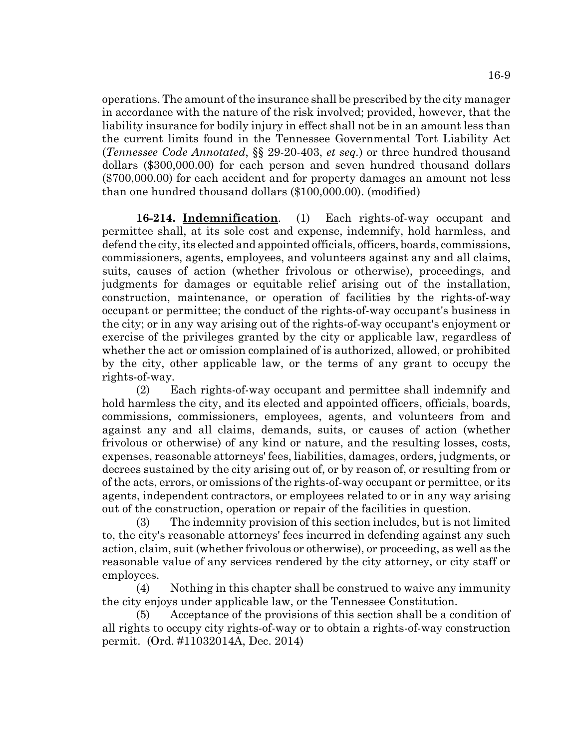operations. The amount of the insurance shall be prescribed by the city manager in accordance with the nature of the risk involved; provided, however, that the liability insurance for bodily injury in effect shall not be in an amount less than the current limits found in the Tennessee Governmental Tort Liability Act (*Tennessee Code Annotated*, §§ 29-20-403, *et seq.*) or three hundred thousand dollars ($300,000.00) for each person and seven hundred thousand dollars ($700,000.00) for each accident and for property damages an amount not less than one hundred thousand dollars ($100,000.00). (modified)

**16-214. <u>Indemnification</u>**. (1) Each rights-of-way occupant and permittee shall, at its sole cost and expense, indemnify, hold harmless, and defend the city, its elected and appointed officials, officers, boards, commissions, commissioners, agents, employees, and volunteers against any and all claims, suits, causes of action (whether frivolous or otherwise), proceedings, and judgments for damages or equitable relief arising out of the installation, construction, maintenance, or operation of facilities by the rights-of-way occupant or permittee; the conduct of the rights-of-way occupant's business in the city; or in any way arising out of the rights-of-way occupant's enjoyment or exercise of the privileges granted by the city or applicable law, regardless of whether the act or omission complained of is authorized, allowed, or prohibited by the city, other applicable law, or the terms of any grant to occupy the rights-of-way.

(2) Each rights-of-way occupant and permittee shall indemnify and hold harmless the city, and its elected and appointed officers, officials, boards, commissions, commissioners, employees, agents, and volunteers from and against any and all claims, demands, suits, or causes of action (whether frivolous or otherwise) of any kind or nature, and the resulting losses, costs, expenses, reasonable attorneys' fees, liabilities, damages, orders, judgments, or decrees sustained by the city arising out of, or by reason of, or resulting from or of the acts, errors, or omissions of the rights-of-way occupant or permittee, or its agents, independent contractors, or employees related to or in any way arising out of the construction, operation or repair of the facilities in question.

(3) The indemnity provision of this section includes, but is not limited to, the city's reasonable attorneys' fees incurred in defending against any such action, claim, suit (whether frivolous or otherwise), or proceeding, as well as the reasonable value of any services rendered by the city attorney, or city staff or employees.

(4) Nothing in this chapter shall be construed to waive any immunity the city enjoys under applicable law, or the Tennessee Constitution.

(5) Acceptance of the provisions of this section shall be a condition of all rights to occupy city rights-of-way or to obtain a rights-of-way construction permit. (Ord. #11032014A, Dec. 2014)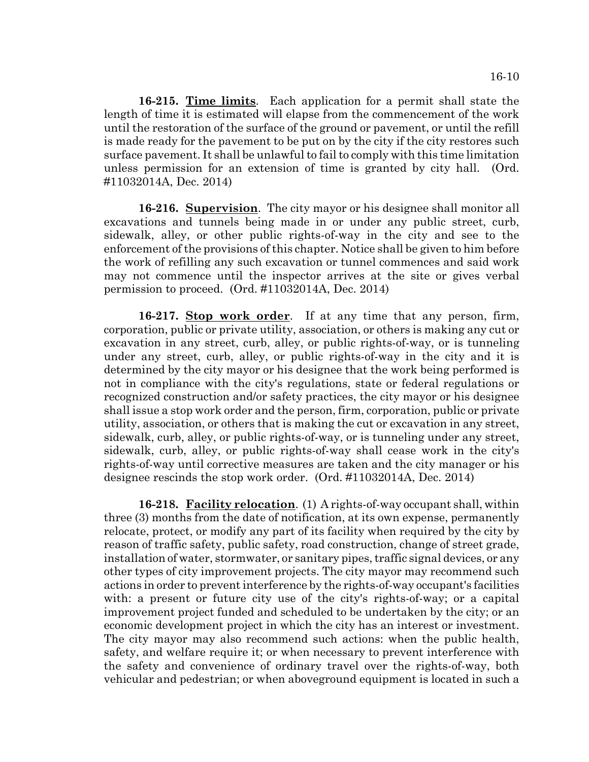**16-215. Time limits**. Each application for a permit shall state the length of time it is estimated will elapse from the commencement of the work until the restoration of the surface of the ground or pavement, or until the refill is made ready for the pavement to be put on by the city if the city restores such surface pavement. It shall be unlawful to fail to comply with this time limitation unless permission for an extension of time is granted by city hall. (Ord. #11032014A, Dec. 2014)

**16-216. Supervision**. The city mayor or his designee shall monitor all excavations and tunnels being made in or under any public street, curb, sidewalk, alley, or other public rights-of-way in the city and see to the enforcement of the provisions of this chapter. Notice shall be given to him before the work of refilling any such excavation or tunnel commences and said work may not commence until the inspector arrives at the site or gives verbal permission to proceed. (Ord. #11032014A, Dec. 2014)

**16-217. Stop work order**. If at any time that any person, firm, corporation, public or private utility, association, or others is making any cut or excavation in any street, curb, alley, or public rights-of-way, or is tunneling under any street, curb, alley, or public rights-of-way in the city and it is determined by the city mayor or his designee that the work being performed is not in compliance with the city's regulations, state or federal regulations or recognized construction and/or safety practices, the city mayor or his designee shall issue a stop work order and the person, firm, corporation, public or private utility, association, or others that is making the cut or excavation in any street, sidewalk, curb, alley, or public rights-of-way, or is tunneling under any street, sidewalk, curb, alley, or public rights-of-way shall cease work in the city's rights-of-way until corrective measures are taken and the city manager or his designee rescinds the stop work order. (Ord. #11032014A, Dec. 2014)

**16-218. Facility relocation**. (1) A rights-of-way occupant shall, within three (3) months from the date of notification, at its own expense, permanently relocate, protect, or modify any part of its facility when required by the city by reason of traffic safety, public safety, road construction, change of street grade, installation of water, stormwater, or sanitary pipes, traffic signal devices, or any other types of city improvement projects. The city mayor may recommend such actions in order to prevent interference by the rights-of-way occupant's facilities with: a present or future city use of the city's rights-of-way; or a capital improvement project funded and scheduled to be undertaken by the city; or an economic development project in which the city has an interest or investment. The city mayor may also recommend such actions: when the public health, safety, and welfare require it; or when necessary to prevent interference with the safety and convenience of ordinary travel over the rights-of-way, both vehicular and pedestrian; or when aboveground equipment is located in such a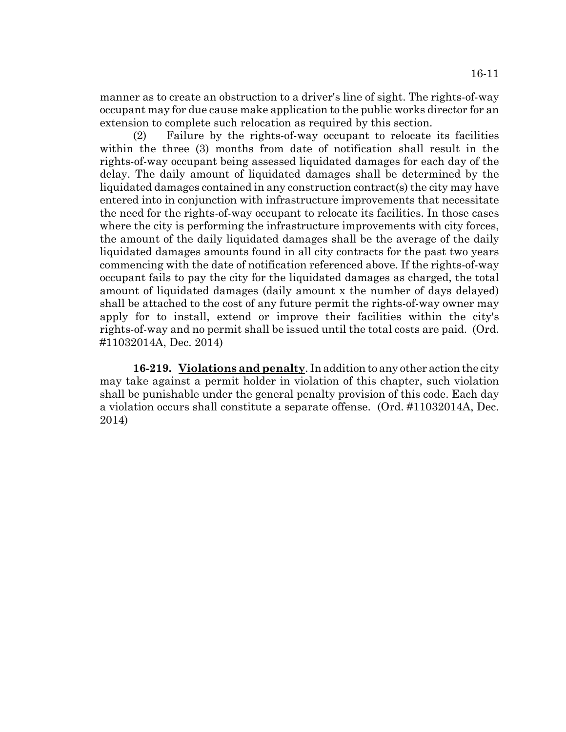manner as to create an obstruction to a driver's line of sight. The rights-of-way occupant may for due cause make application to the public works director for an extension to complete such relocation as required by this section.

(2) Failure by the rights-of-way occupant to relocate its facilities within the three (3) months from date of notification shall result in the rights-of-way occupant being assessed liquidated damages for each day of the delay. The daily amount of liquidated damages shall be determined by the liquidated damages contained in any construction contract(s) the city may have entered into in conjunction with infrastructure improvements that necessitate the need for the rights-of-way occupant to relocate its facilities. In those cases where the city is performing the infrastructure improvements with city forces, the amount of the daily liquidated damages shall be the average of the daily liquidated damages amounts found in all city contracts for the past two years commencing with the date of notification referenced above. If the rights-of-way occupant fails to pay the city for the liquidated damages as charged, the total amount of liquidated damages (daily amount x the number of days delayed) shall be attached to the cost of any future permit the rights-of-way owner may apply for to install, extend or improve their facilities within the city's rights-of-way and no permit shall be issued until the total costs are paid. (Ord. #11032014A, Dec. 2014)

**16-219. Violations and penalty**. In addition to any other action the city may take against a permit holder in violation of this chapter, such violation shall be punishable under the general penalty provision of this code. Each day a violation occurs shall constitute a separate offense. (Ord. #11032014A, Dec. 2014)